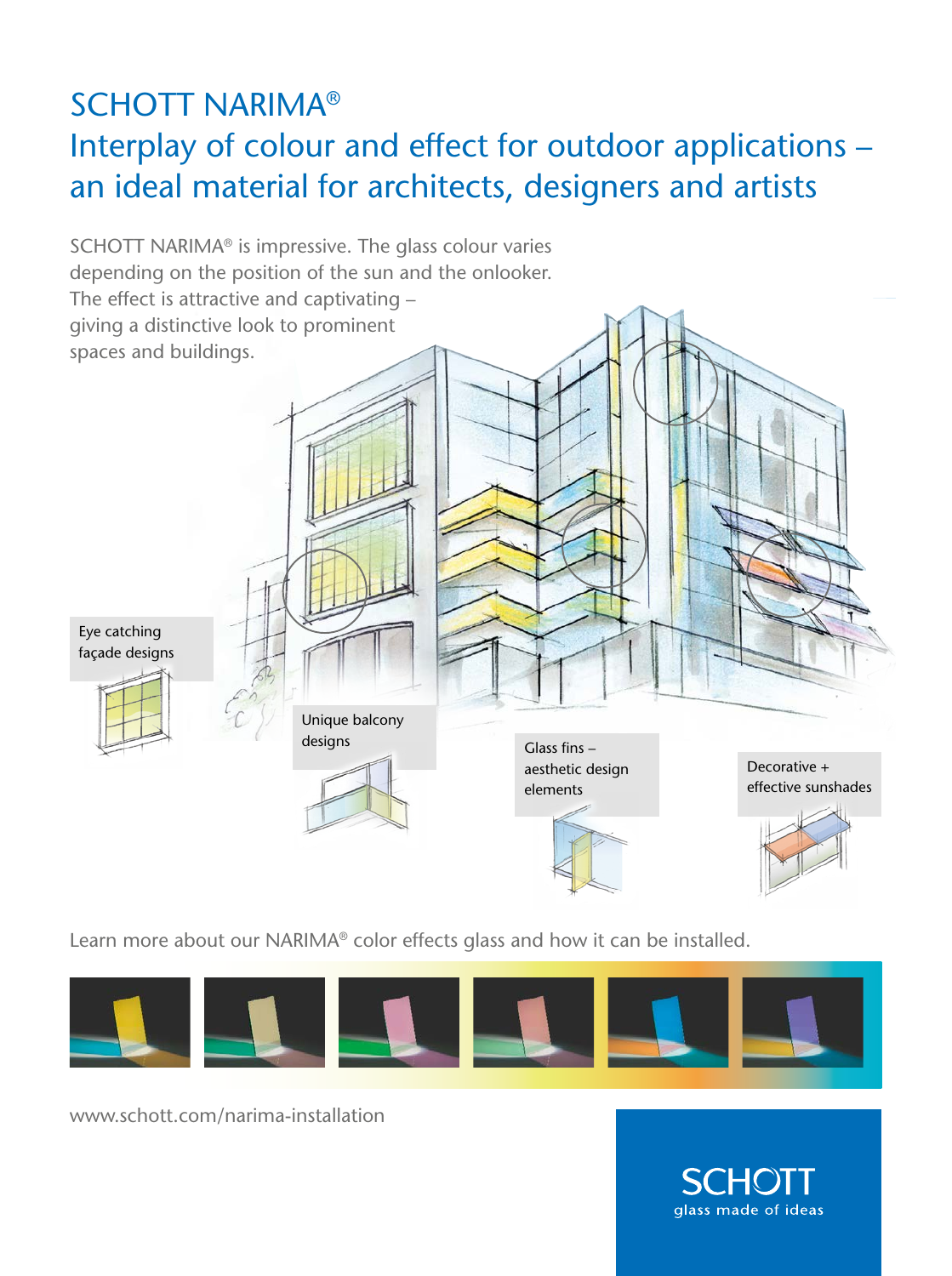# SCHOTT NARIMA®

## Interplay of colour and effect for outdoor applications – an ideal material for architects, designers and artists

SCHOTT NARIMA® is impressive. The glass colour varies depending on the position of the sun and the onlooker. The effect is attractive and captivating – giving a distinctive look to prominent spaces and buildings.

Eye catching façade designs

Unique balcony designs

Glass fins – aesthetic design elements

Decorative + effective sunshades

Learn more about our NARIMA® color effects glass and how it can be installed.

www.schott.com/narima-installation

SCHOTT
glass made of ideas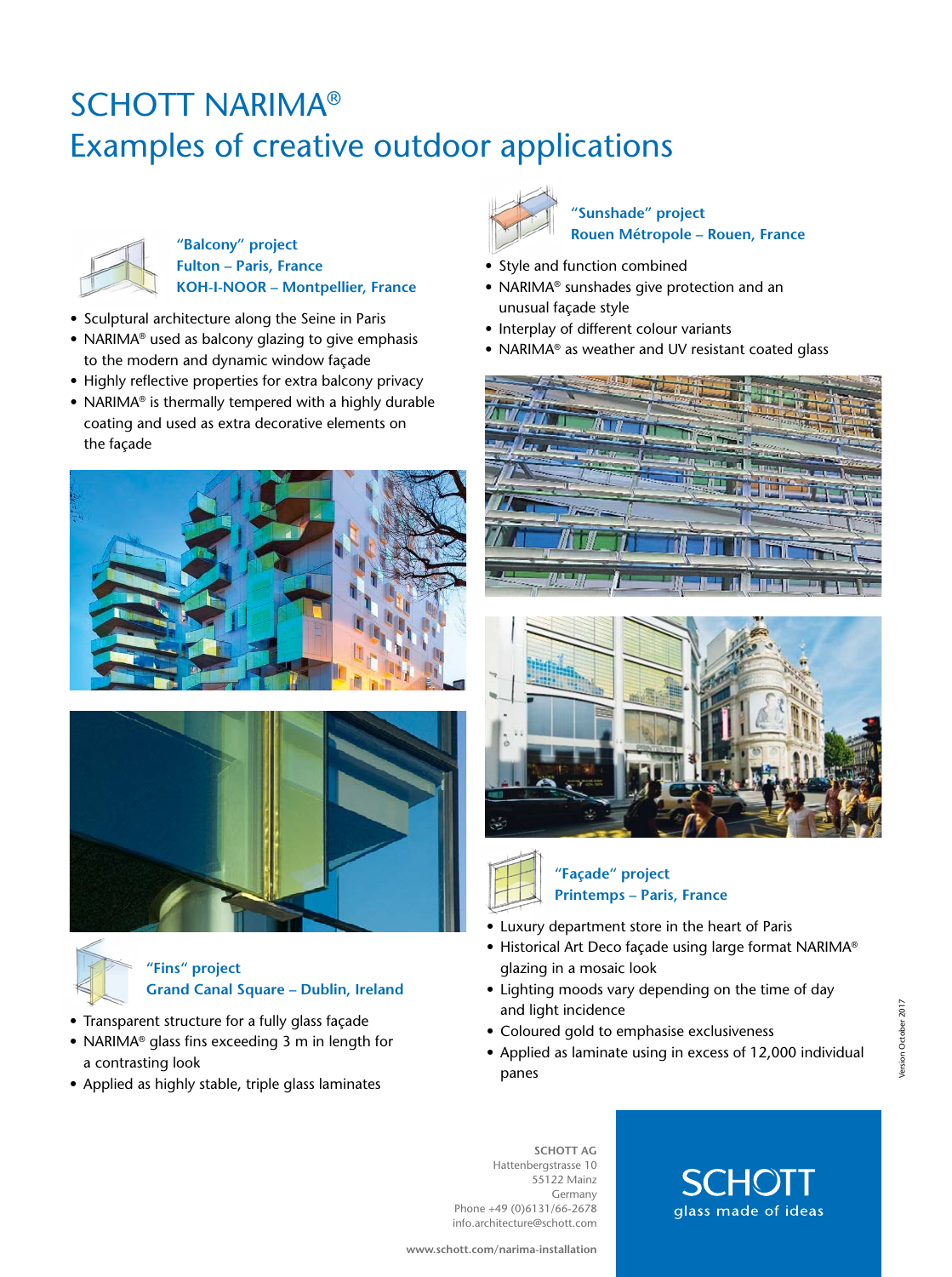# SCHOTT NARIMA®
## Examples of creative outdoor applications

### "Balcony" project
**Fulton – Paris, France**
**KOH-I-NOOR – Montpellier, France**

- Sculptural architecture along the Seine in Paris
- NARIMA® used as balcony glazing to give emphasis to the modern and dynamic window façade
- Highly reflective properties for extra balcony privacy
- NARIMA® is thermally tempered with a highly durable coating and used as extra decorative elements on the façade

### "Fins" project
**Grand Canal Square – Dublin, Ireland**

- Transparent structure for a fully glass façade
- NARIMA® glass fins exceeding 3 m in length for a contrasting look
- Applied as highly stable, triple glass laminates

### "Sunshade" project
**Rouen Métropole – Rouen, France**

- Style and function combined
- NARIMA® sunshades give protection and an unusual façade style
- Interplay of different colour variants
- NARIMA® as weather and UV resistant coated glass

### "Façade" project
**Printemps – Paris, France**

- Luxury department store in the heart of Paris
- Historical Art Deco façade using large format NARIMA® glazing in a mosaic look
- Lighting moods vary depending on the time of day and light incidence
- Coloured gold to emphasise exclusiveness
- Applied as laminate using in excess of 12,000 individual panes

**SCHOTT AG**
Hattenbergstrasse 10
55122 Mainz
Germany
Phone +49 (0)6131/66-2678
info.architecture@schott.com

www.schott.com/narima-installation

SCHOTT
glass made of ideas

Version October 2017